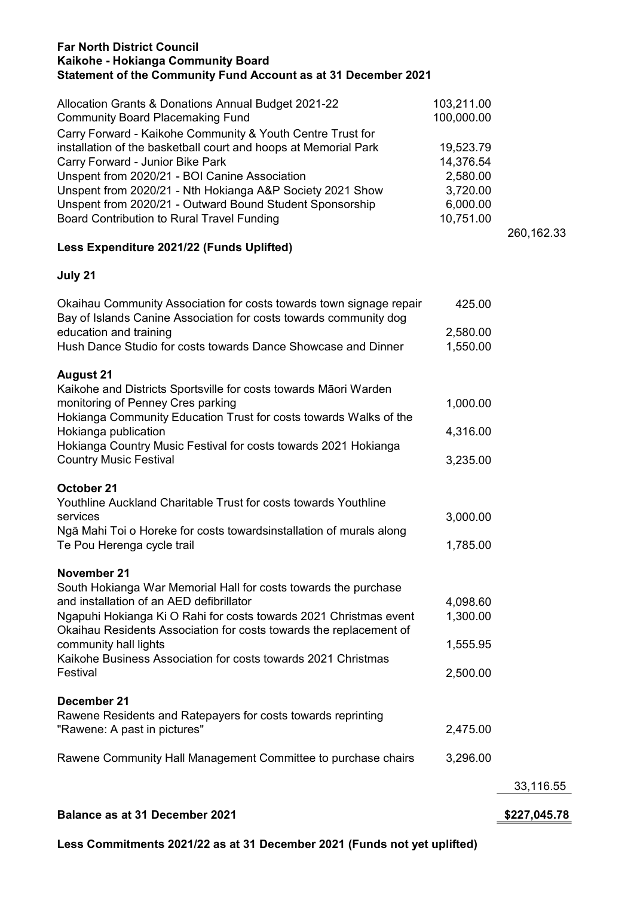**Far North District Council**
**Kaikohe - Hokianga Community Board**
**Statement of the Community Fund Account as at 31 December 2021**

| | | |
|---|---|---|
| Allocation Grants & Donations Annual Budget 2021-22 | 103,211.00 | |
| Community Board Placemaking Fund | 100,000.00 | |
| Carry Forward - Kaikohe Community & Youth Centre Trust for installation of the basketball court and hoops at Memorial Park | 19,523.79 | |
| Carry Forward - Junior Bike Park | 14,376.54 | |
| Unspent from 2020/21 - BOI Canine Association | 2,580.00 | |
| Unspent from 2020/21 - Nth Hokianga A&P Society 2021 Show | 3,720.00 | |
| Unspent from 2020/21 - Outward Bound Student Sponsorship | 6,000.00 | |
| Board Contribution to Rural Travel Funding | 10,751.00 | |
| | | 260,162.33 |

**Less Expenditure 2021/22 (Funds Uplifted)**

| | | |
|---|---|---|
| **July 21** | | |
| Okaihau Community Association for costs towards town signage repair | 425.00 | |
| Bay of Islands Canine Association for costs towards community dog education and training | 2,580.00 | |
| Hush Dance Studio for costs towards Dance Showcase and Dinner | 1,550.00 | |
| **August 21** | | |
| Kaikohe and Districts Sportsville for costs towards Māori Warden monitoring of Penney Cres parking | 1,000.00 | |
| Hokianga Community Education Trust for costs towards Walks of the Hokianga publication | 4,316.00 | |
| Hokianga Country Music Festival for costs towards 2021 Hokianga Country Music Festival | 3,235.00 | |
| **October 21** | | |
| Youthline Auckland Charitable Trust for costs towards Youthline services | 3,000.00 | |
| Ngā Mahi Toi o Horeke for costs towardsinstallation of murals along Te Pou Herenga cycle trail | 1,785.00 | |
| **November 21** | | |
| South Hokianga War Memorial Hall for costs towards the purchase and installation of an AED defibrillator | 4,098.60 | |
| Ngapuhi Hokianga Ki O Rahi for costs towards 2021 Christmas event | 1,300.00 | |
| Okaihau Residents Association for costs towards the replacement of community hall lights | 1,555.95 | |
| Kaikohe Business Association for costs towards 2021 Christmas Festival | 2,500.00 | |
| **December 21** | | |
| Rawene Residents and Ratepayers for costs towards reprinting "Rawene: A past in pictures" | 2,475.00 | |
| Rawene Community Hall Management Committee to purchase chairs | 3,296.00 | |
| | | 33,116.55 |
| **Balance as at 31 December 2021** | | **$227,045.78** |

**Less Commitments 2021/22 as at 31 December 2021 (Funds not yet uplifted)**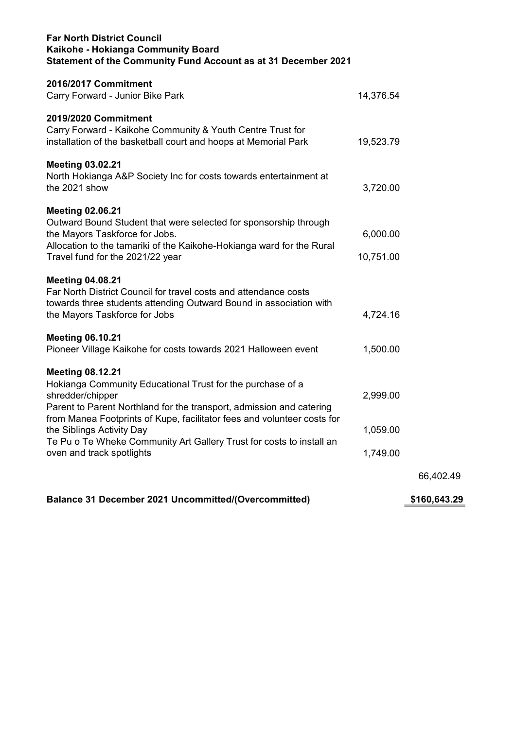**Far North District Council**
**Kaikohe - Hokianga Community Board**
**Statement of the Community Fund Account as at 31 December 2021**

| | | |
|---|---|---|
| **2016/2017 Commitment** | | |
| Carry Forward - Junior Bike Park | 14,376.54 | |
| **2019/2020 Commitment** | | |
| Carry Forward - Kaikohe Community & Youth Centre Trust for installation of the basketball court and hoops at Memorial Park | 19,523.79 | |
| **Meeting 03.02.21** | | |
| North Hokianga A&P Society Inc for costs towards entertainment at the 2021 show | 3,720.00 | |
| **Meeting 02.06.21** | | |
| Outward Bound Student that were selected for sponsorship through the Mayors Taskforce for Jobs. | 6,000.00 | |
| Allocation to the tamariki of the Kaikohe-Hokianga ward for the Rural Travel fund for the 2021/22 year | 10,751.00 | |
| **Meeting 04.08.21** | | |
| Far North District Council for travel costs and attendance costs towards three students attending Outward Bound in association with the Mayors Taskforce for Jobs | 4,724.16 | |
| **Meeting 06.10.21** | | |
| Pioneer Village Kaikohe for costs towards 2021 Halloween event | 1,500.00 | |
| **Meeting 08.12.21** | | |
| Hokianga Community Educational Trust for the purchase of a shredder/chipper | 2,999.00 | |
| Parent to Parent Northland for the transport, admission and catering from Manea Footprints of Kupe, facilitator fees and volunteer costs for the Siblings Activity Day | 1,059.00 | |
| Te Pu o Te Wheke Community Art Gallery Trust for costs to install an oven and track spotlights | 1,749.00 | |
| | | 66,402.49 |
| **Balance 31 December 2021 Uncommitted/(Overcommitted)** | | **$160,643.29** |